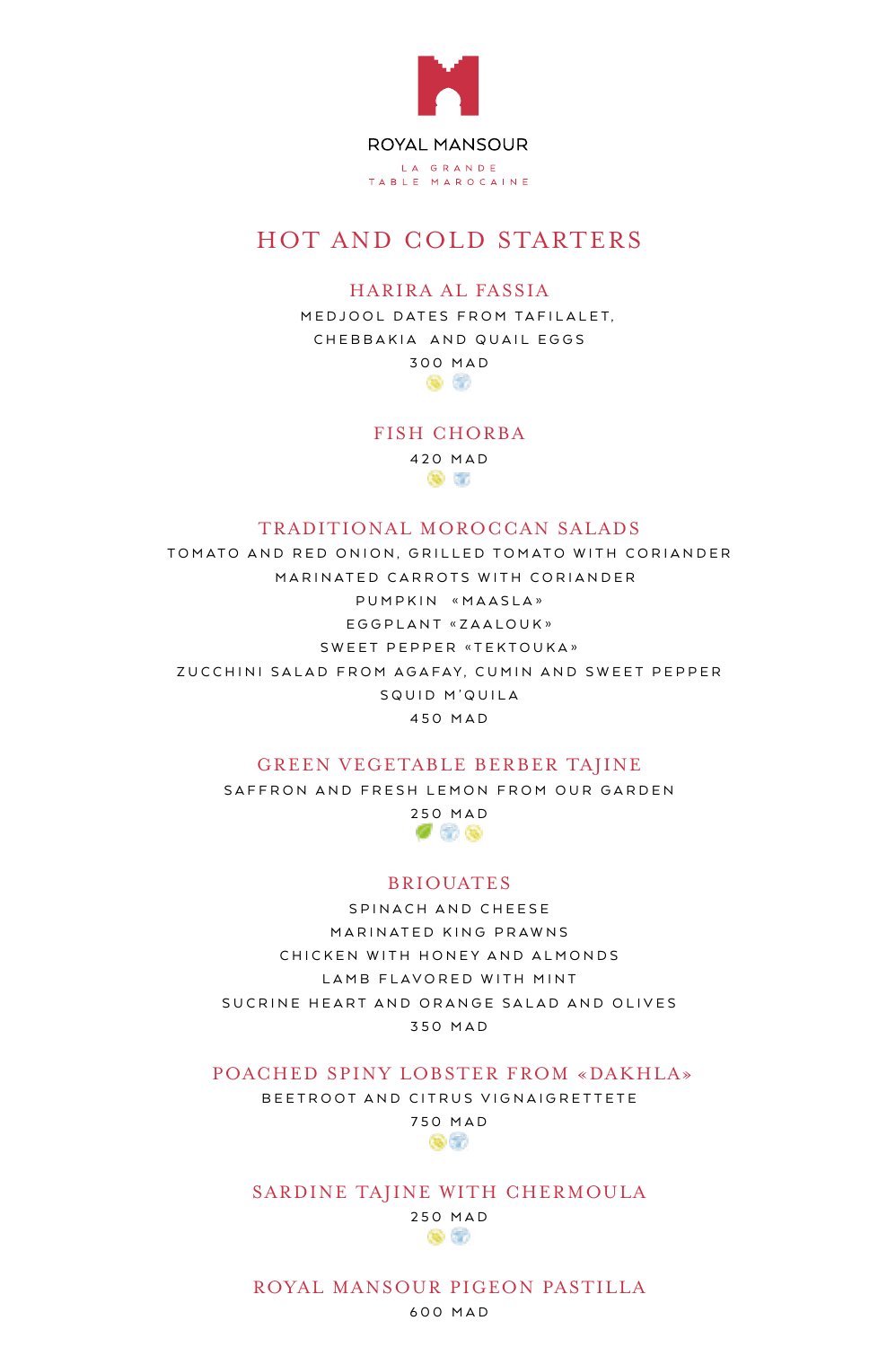ROYAL MANSOUR

LA GRANDE
TABLE MAROCAINE

# HOT AND COLD STARTERS

## HARIRA AL FASSIA

MEDJOOL DATES FROM TAFILALET,
CHEBBAKIA AND QUAIL EGGS

300 MAD

## FISH CHORBA

420 MAD

## TRADITIONAL MOROCCAN SALADS

TOMATO AND RED ONION, GRILLED TOMATO WITH CORIANDER
MARINATED CARROTS WITH CORIANDER
PUMPKIN «MAASLA»
EGGPLANT «ZAALOUK»
SWEET PEPPER «TEKTOUKA»
ZUCCHINI SALAD FROM AGAFAY, CUMIN AND SWEET PEPPER
SQUID M'QUILA

450 MAD

## GREEN VEGETABLE BERBER TAJINE

SAFFRON AND FRESH LEMON FROM OUR GARDEN

250 MAD

## BRIOUATES

SPINACH AND CHEESE
MARINATED KING PRAWNS
CHICKEN WITH HONEY AND ALMONDS
LAMB FLAVORED WITH MINT
SUCRINE HEART AND ORANGE SALAD AND OLIVES

350 MAD

## POACHED SPINY LOBSTER FROM «DAKHLA»

BEETROOT AND CITRUS VIGNAIGRETTETE

750 MAD

## SARDINE TAJINE WITH CHERMOULA

250 MAD

## ROYAL MANSOUR PIGEON PASTILLA

600 MAD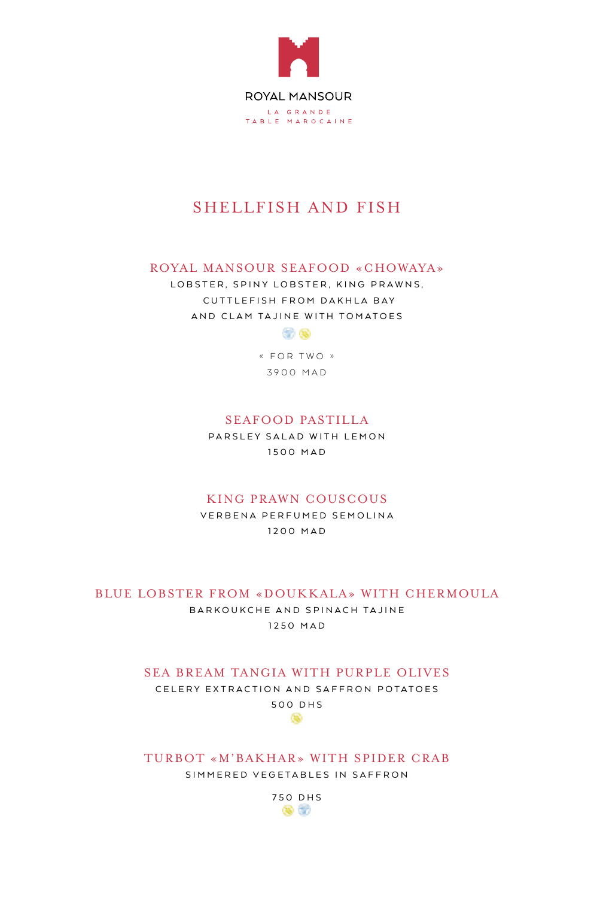ROYAL MANSOUR

LA GRANDE
TABLE MAROCAINE

# SHELLFISH AND FISH

## ROYAL MANSOUR SEAFOOD «CHOWAYA»

LOBSTER, SPINY LOBSTER, KING PRAWNS,
CUTTLEFISH FROM DAKHLA BAY
AND CLAM TAJINE WITH TOMATOES

« FOR TWO »

3900 MAD

## SEAFOOD PASTILLA

PARSLEY SALAD WITH LEMON

1500 MAD

## KING PRAWN COUSCOUS

VERBENA PERFUMED SEMOLINA

1200 MAD

## BLUE LOBSTER FROM «DOUKKALA» WITH CHERMOULA

BARKOUKCHE AND SPINACH TAJINE

1250 MAD

## SEA BREAM TANGIA WITH PURPLE OLIVES

CELERY EXTRACTION AND SAFFRON POTATOES

500 DHS

## TURBOT «M'BAKHAR» WITH SPIDER CRAB

SIMMERED VEGETABLES IN SAFFRON

750 DHS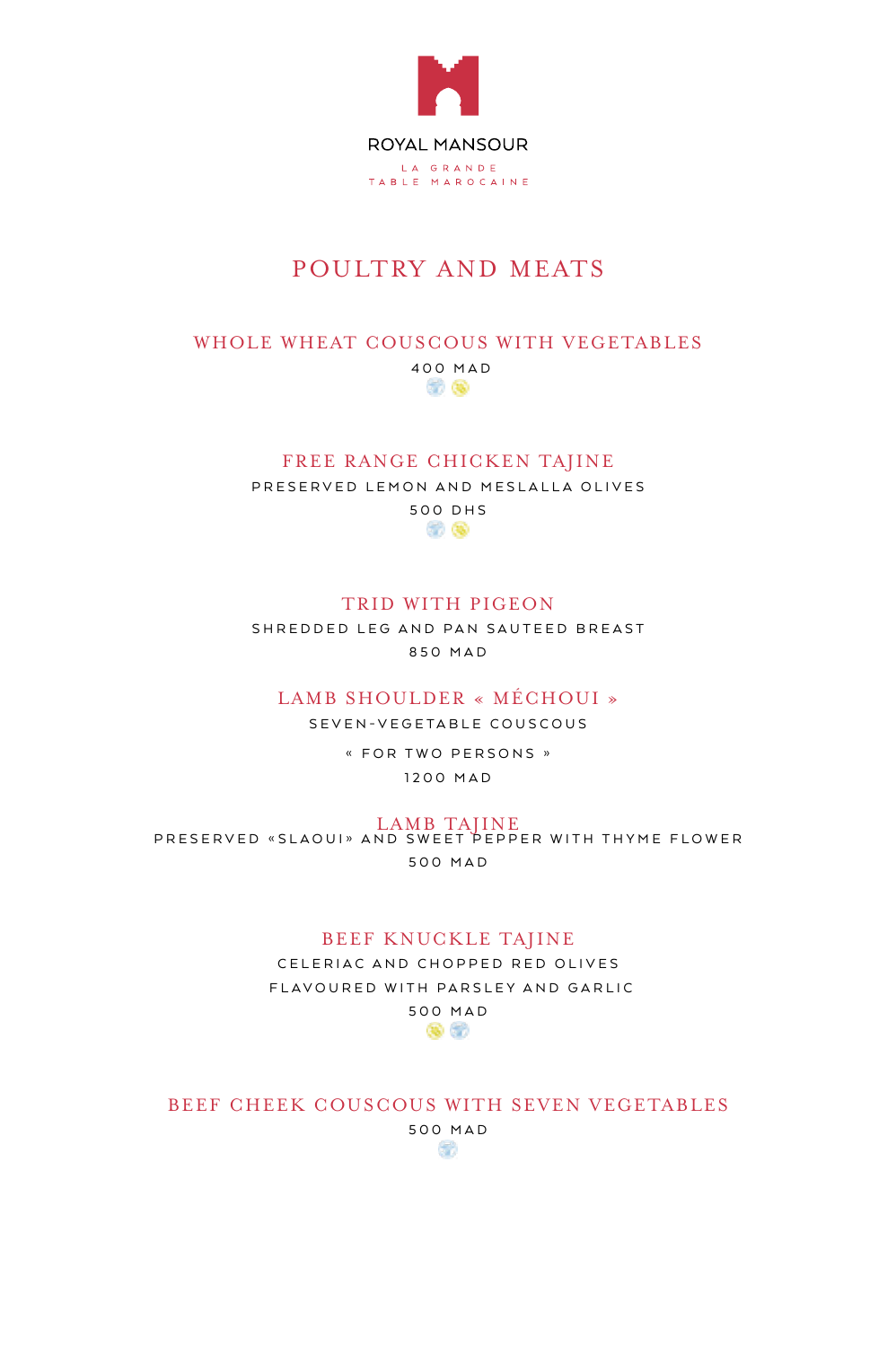ROYAL MANSOUR

LA GRANDE
TABLE MAROCAINE

# POULTRY AND MEATS

## WHOLE WHEAT COUSCOUS WITH VEGETABLES

400 MAD

## FREE RANGE CHICKEN TAJINE

PRESERVED LEMON AND MESLALLA OLIVES

500 DHS

## TRID WITH PIGEON

SHREDDED LEG AND PAN SAUTEED BREAST

850 MAD

## LAMB SHOULDER « MÉCHOUI »

SEVEN-VEGETABLE COUSCOUS

« FOR TWO PERSONS »

1200 MAD

## LAMB TAJINE

PRESERVED «SLAOUI» AND SWEET PEPPER WITH THYME FLOWER

500 MAD

## BEEF KNUCKLE TAJINE

CELERIAC AND CHOPPED RED OLIVES

FLAVOURED WITH PARSLEY AND GARLIC

500 MAD

## BEEF CHEEK COUSCOUS WITH SEVEN VEGETABLES

500 MAD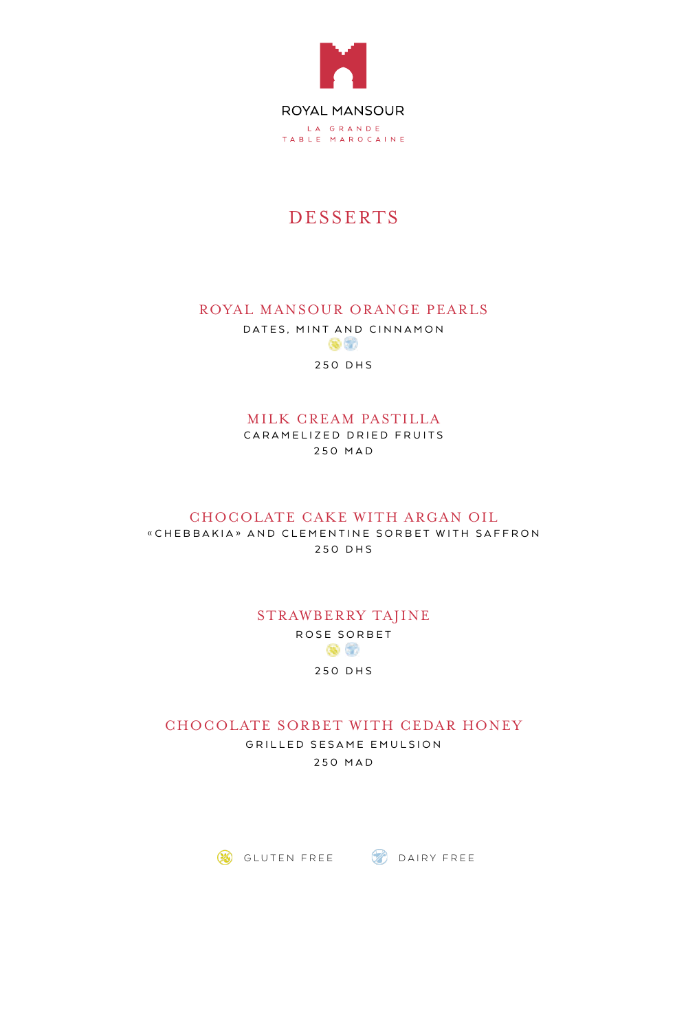ROYAL MANSOUR

LA GRANDE TABLE MAROCAINE

# DESSERTS

## ROYAL MANSOUR ORANGE PEARLS

DATES, MINT AND CINNAMON

(Gluten free, Dairy free)

250 DHS

## MILK CREAM PASTILLA

CARAMELIZED DRIED FRUITS

250 MAD

## CHOCOLATE CAKE WITH ARGAN OIL

«CHEBBAKIA» AND CLEMENTINE SORBET WITH SAFFRON

250 DHS

## STRAWBERRY TAJINE

ROSE SORBET

(Gluten free, Dairy free)

250 DHS

## CHOCOLATE SORBET WITH CEDAR HONEY

GRILLED SESAME EMULSION

250 MAD

GLUTEN FREE DAIRY FREE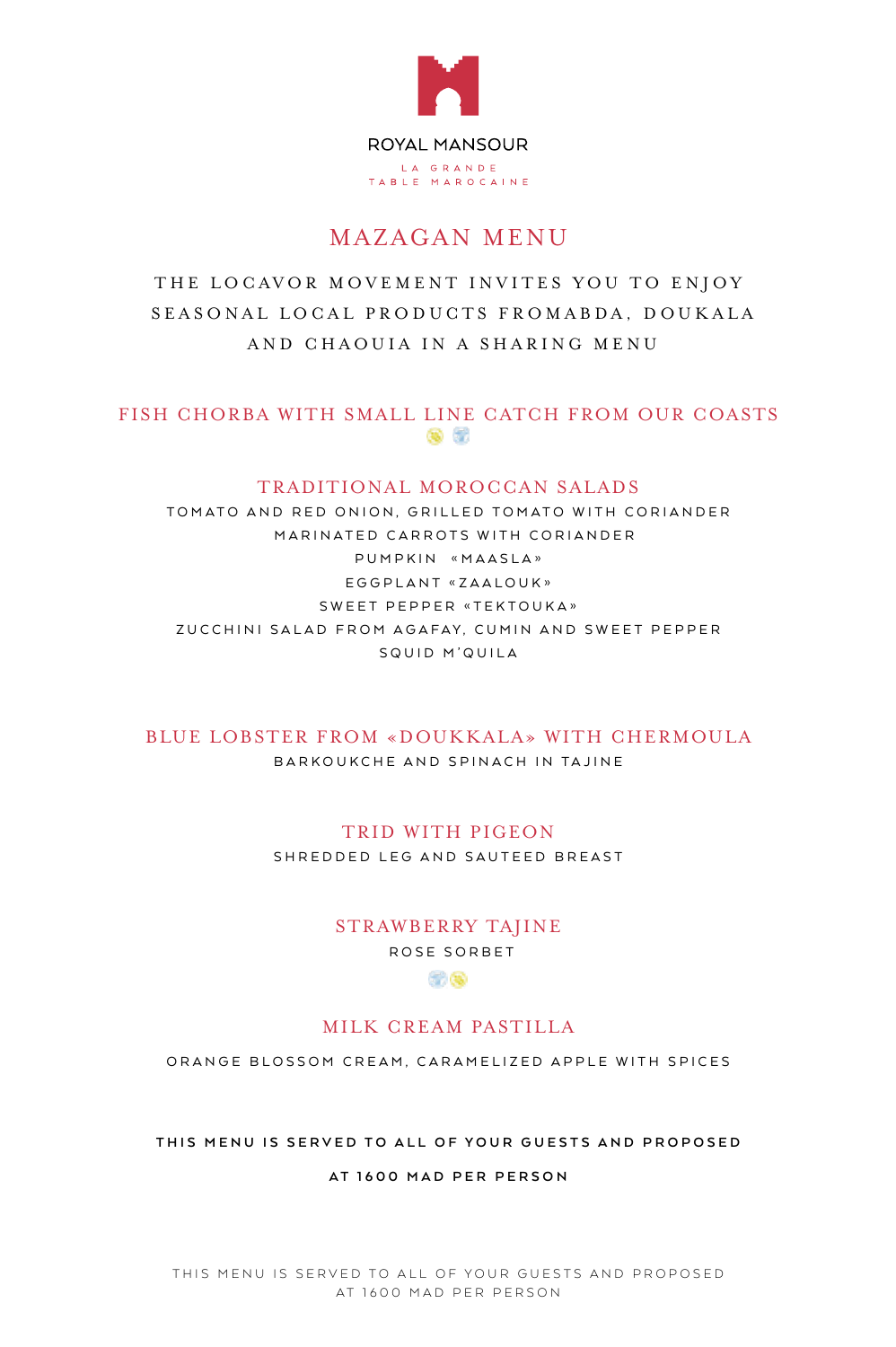ROYAL MANSOUR

LA GRANDE TABLE MAROCAINE

# MAZAGAN MENU

THE LOCAVOR MOVEMENT INVITES YOU TO ENJOY SEASONAL LOCAL PRODUCTS FROMABDA, DOUKALA AND CHAOUIA IN A SHARING MENU

## FISH CHORBA WITH SMALL LINE CATCH FROM OUR COASTS

## TRADITIONAL MOROCCAN SALADS

TOMATO AND RED ONION, GRILLED TOMATO WITH CORIANDER
MARINATED CARROTS WITH CORIANDER
PUMPKIN «MAASLA»
EGGPLANT «ZAALOUK»
SWEET PEPPER «TEKTOUKA»
ZUCCHINI SALAD FROM AGAFAY, CUMIN AND SWEET PEPPER
SQUID M'QUILA

## BLUE LOBSTER FROM «DOUKKALA» WITH CHERMOULA

BARKOUKCHE AND SPINACH IN TAJINE

## TRID WITH PIGEON

SHREDDED LEG AND SAUTEED BREAST

## STRAWBERRY TAJINE

ROSE SORBET

## MILK CREAM PASTILLA

ORANGE BLOSSOM CREAM, CARAMELIZED APPLE WITH SPICES

**THIS MENU IS SERVED TO ALL OF YOUR GUESTS AND PROPOSED AT 1600 MAD PER PERSON**

THIS MENU IS SERVED TO ALL OF YOUR GUESTS AND PROPOSED AT 1600 MAD PER PERSON